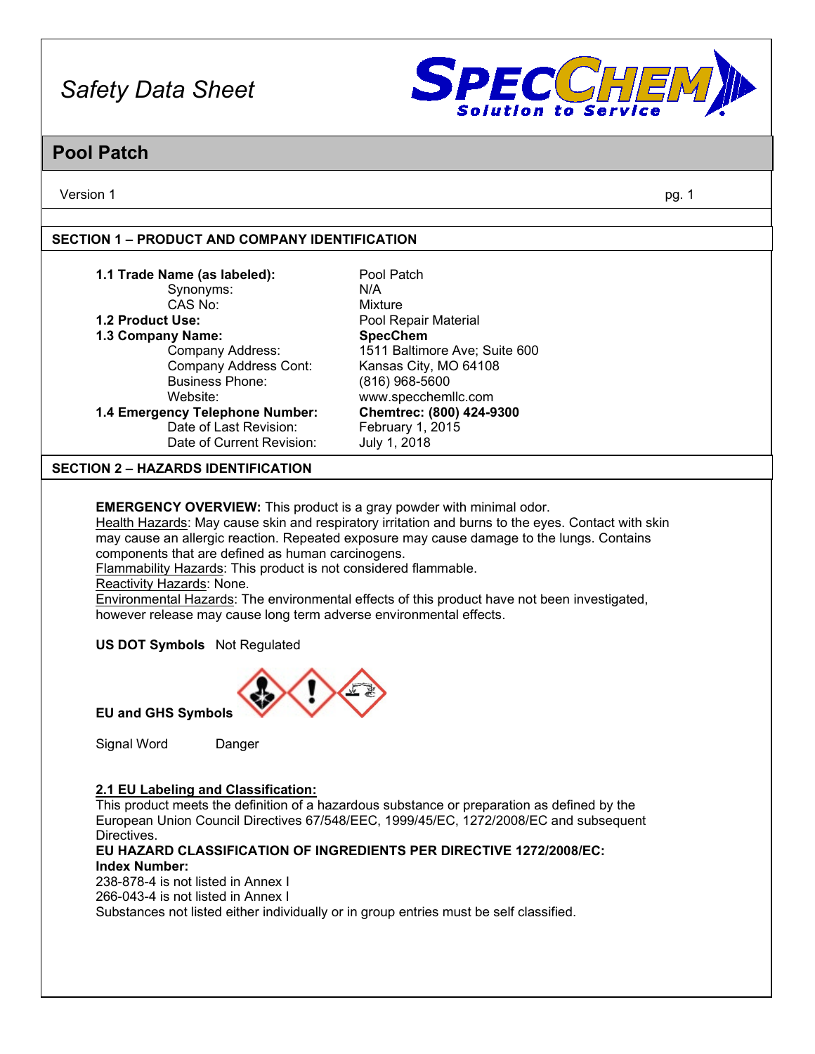# Safety Data Sheet

## Pool Patch

Version 1

### SECTION 1 – PRODUCT AND COMPANY IDENTIFICATION

| | |
|---|---|
| **1.1 Trade Name (as labeled):** | Pool Patch |
| Synonyms: | N/A |
| CAS No: | Mixture |
| **1.2 Product Use:** | Pool Repair Material |
| **1.3 Company Name:** | **SpecChem** |
| Company Address: | 1511 Baltimore Ave; Suite 600 |
| Company Address Cont: | Kansas City, MO 64108 |
| Business Phone: | (816) 968-5600 |
| Website: | www.specchemllc.com |
| **1.4 Emergency Telephone Number:** | **Chemtrec: (800) 424-9300** |
| Date of Last Revision: | February 1, 2015 |
| Date of Current Revision: | July 1, 2018 |

### SECTION 2 – HAZARDS IDENTIFICATION

**EMERGENCY OVERVIEW:** This product is a gray powder with minimal odor.
Health Hazards: May cause skin and respiratory irritation and burns to the eyes. Contact with skin may cause an allergic reaction. Repeated exposure may cause damage to the lungs. Contains components that are defined as human carcinogens.
Flammability Hazards: This product is not considered flammable.
Reactivity Hazards: None.
Environmental Hazards: The environmental effects of this product have not been investigated, however release may cause long term adverse environmental effects.

**US DOT Symbols** Not Regulated

**EU and GHS Symbols**

Signal Word Danger

**2.1 EU Labeling and Classification:**
This product meets the definition of a hazardous substance or preparation as defined by the European Union Council Directives 67/548/EEC, 1999/45/EC, 1272/2008/EC and subsequent Directives.
**EU HAZARD CLASSIFICATION OF INGREDIENTS PER DIRECTIVE 1272/2008/EC:**
**Index Number:**
238-878-4 is not listed in Annex I
266-043-4 is not listed in Annex I
Substances not listed either individually or in group entries must be self classified.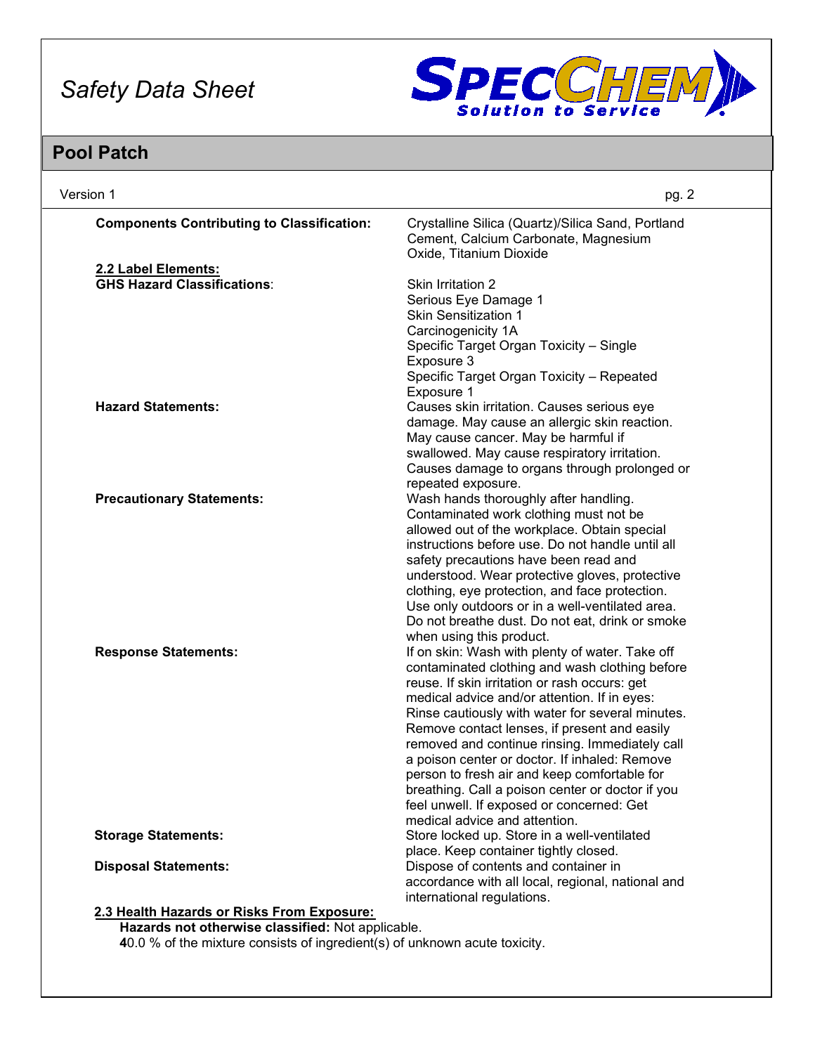**Components Contributing to Classification:** Crystalline Silica (Quartz)/Silica Sand, Portland Cement, Calcium Carbonate, Magnesium Oxide, Titanium Dioxide

**2.2 Label Elements:**

**GHS Hazard Classifications:**
- Skin Irritation 2
- Serious Eye Damage 1
- Skin Sensitization 1
- Carcinogenicity 1A
- Specific Target Organ Toxicity – Single Exposure 3
- Specific Target Organ Toxicity – Repeated Exposure 1

**Hazard Statements:** Causes skin irritation. Causes serious eye damage. May cause an allergic skin reaction. May cause cancer. May be harmful if swallowed. May cause respiratory irritation. Causes damage to organs through prolonged or repeated exposure.

**Precautionary Statements:** Wash hands thoroughly after handling. Contaminated work clothing must not be allowed out of the workplace. Obtain special instructions before use. Do not handle until all safety precautions have been read and understood. Wear protective gloves, protective clothing, eye protection, and face protection. Use only outdoors or in a well-ventilated area. Do not breathe dust. Do not eat, drink or smoke when using this product.

**Response Statements:** If on skin: Wash with plenty of water. Take off contaminated clothing and wash clothing before reuse. If skin irritation or rash occurs: get medical advice and/or attention. If in eyes: Rinse cautiously with water for several minutes. Remove contact lenses, if present and easily removed and continue rinsing. Immediately call a poison center or doctor. If inhaled: Remove person to fresh air and keep comfortable for breathing. Call a poison center or doctor if you feel unwell. If exposed or concerned: Get medical advice and attention.

**Storage Statements:** Store locked up. Store in a well-ventilated place. Keep container tightly closed.

**Disposal Statements:** Dispose of contents and container in accordance with all local, regional, national and international regulations.

**2.3 Health Hazards or Risks From Exposure:**

**Hazards not otherwise classified:** Not applicable.

40.0 % of the mixture consists of ingredient(s) of unknown acute toxicity.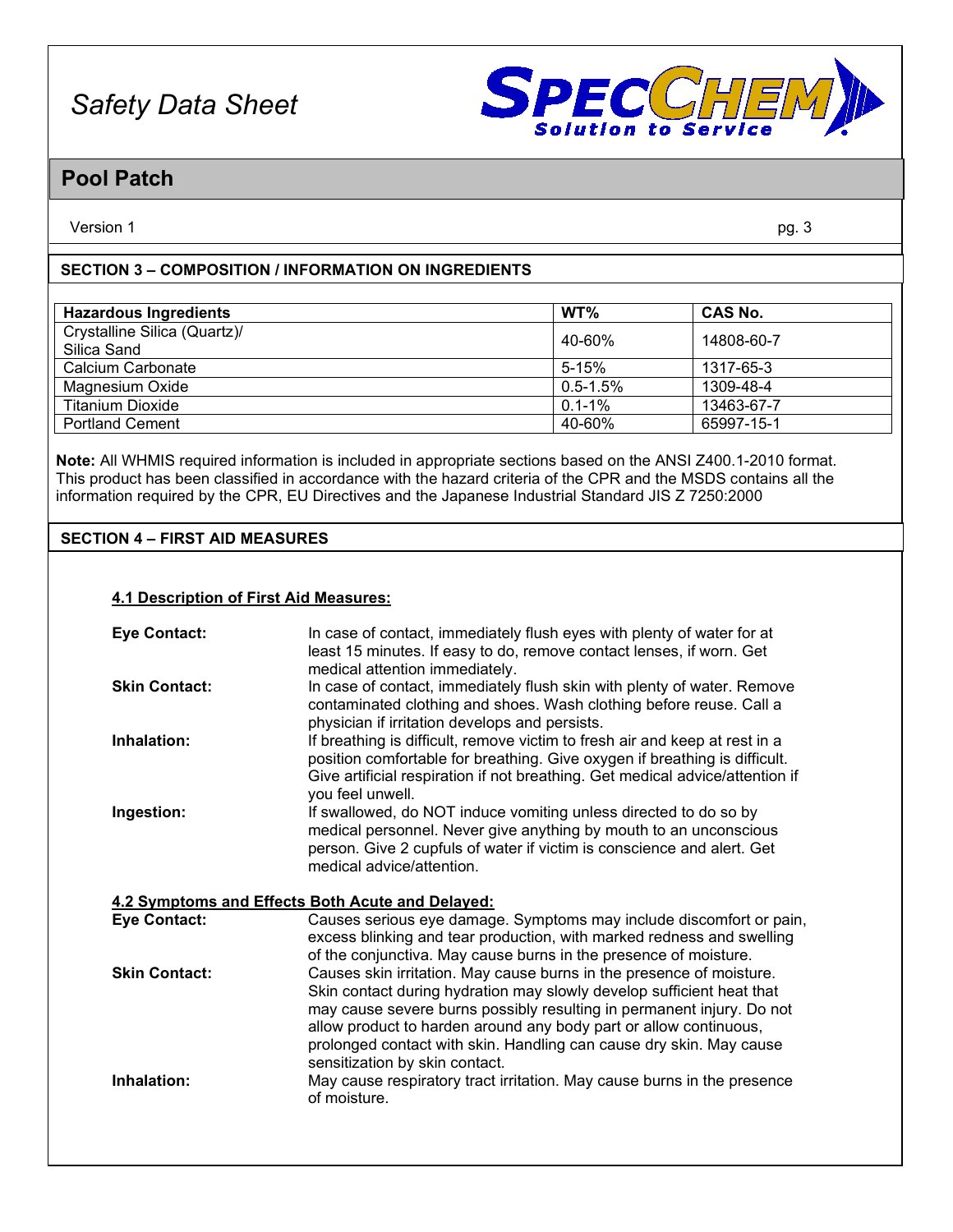## SECTION 3 – COMPOSITION / INFORMATION ON INGREDIENTS

| Hazardous Ingredients | WT% | CAS No. |
|---|---|---|
| Crystalline Silica (Quartz)/ Silica Sand | 40-60% | 14808-60-7 |
| Calcium Carbonate | 5-15% | 1317-65-3 |
| Magnesium Oxide | 0.5-1.5% | 1309-48-4 |
| Titanium Dioxide | 0.1-1% | 13463-67-7 |
| Portland Cement | 40-60% | 65997-15-1 |

**Note:** All WHMIS required information is included in appropriate sections based on the ANSI Z400.1-2010 format. This product has been classified in accordance with the hazard criteria of the CPR and the MSDS contains all the information required by the CPR, EU Directives and the Japanese Industrial Standard JIS Z 7250:2000

## SECTION 4 – FIRST AID MEASURES

### 4.1 Description of First Aid Measures:

**Eye Contact:** In case of contact, immediately flush eyes with plenty of water for at least 15 minutes. If easy to do, remove contact lenses, if worn. Get medical attention immediately.

**Skin Contact:** In case of contact, immediately flush skin with plenty of water. Remove contaminated clothing and shoes. Wash clothing before reuse. Call a physician if irritation develops and persists.

**Inhalation:** If breathing is difficult, remove victim to fresh air and keep at rest in a position comfortable for breathing. Give oxygen if breathing is difficult. Give artificial respiration if not breathing. Get medical advice/attention if you feel unwell.

**Ingestion:** If swallowed, do NOT induce vomiting unless directed to do so by medical personnel. Never give anything by mouth to an unconscious person. Give 2 cupfuls of water if victim is conscience and alert. Get medical advice/attention.

### 4.2 Symptoms and Effects Both Acute and Delayed:

**Eye Contact:** Causes serious eye damage. Symptoms may include discomfort or pain, excess blinking and tear production, with marked redness and swelling of the conjunctiva. May cause burns in the presence of moisture.

**Skin Contact:** Causes skin irritation. May cause burns in the presence of moisture. Skin contact during hydration may slowly develop sufficient heat that may cause severe burns possibly resulting in permanent injury. Do not allow product to harden around any body part or allow continuous, prolonged contact with skin. Handling can cause dry skin. May cause sensitization by skin contact.

**Inhalation:** May cause respiratory tract irritation. May cause burns in the presence of moisture.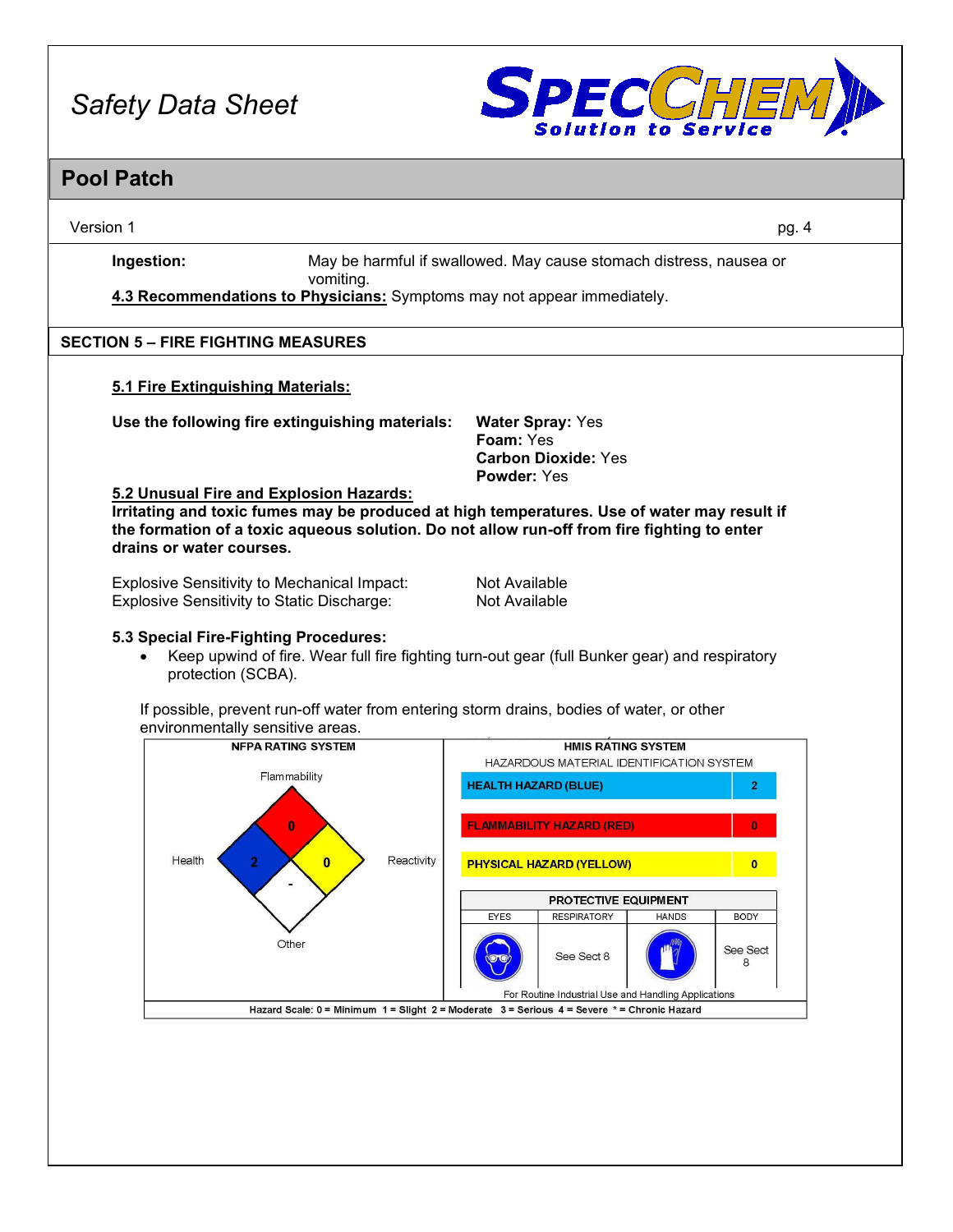**Ingestion:** May be harmful if swallowed. May cause stomach distress, nausea or vomiting.

**4.3 Recommendations to Physicians:** Symptoms may not appear immediately.

## SECTION 5 – FIRE FIGHTING MEASURES

**5.1 Fire Extinguishing Materials:**

**Use the following fire extinguishing materials:**
**Water Spray:** Yes
**Foam:** Yes
**Carbon Dioxide:** Yes
**Powder:** Yes

**5.2 Unusual Fire and Explosion Hazards:**

**Irritating and toxic fumes may be produced at high temperatures. Use of water may result if the formation of a toxic aqueous solution. Do not allow run-off from fire fighting to enter drains or water courses.**

| | |
|---|---|
| Explosive Sensitivity to Mechanical Impact: | Not Available |
| Explosive Sensitivity to Static Discharge: | Not Available |

**5.3 Special Fire-Fighting Procedures:**

- Keep upwind of fire. Wear full fire fighting turn-out gear (full Bunker gear) and respiratory protection (SCBA).

If possible, prevent run-off water from entering storm drains, bodies of water, or other environmentally sensitive areas.

**NFPA RATING SYSTEM**

| Flammability | Health | Reactivity | Other |
|---|---|---|---|
| 0 | 2 | 0 | - |

**HMIS RATING SYSTEM**
HAZARDOUS MATERIAL IDENTIFICATION SYSTEM

| | |
|---|---|
| HEALTH HAZARD (BLUE) | 2 |
| FLAMMABILITY HAZARD (RED) | 0 |
| PHYSICAL HAZARD (YELLOW) | 0 |

**PROTECTIVE EQUIPMENT**

| EYES | RESPIRATORY | HANDS | BODY |
|---|---|---|---|
| | See Sect 8 | | See Sect 8 |

For Routine Industrial Use and Handling Applications

Hazard Scale: 0 = Minimum 1 = Slight 2 = Moderate 3 = Serious 4 = Severe * = Chronic Hazard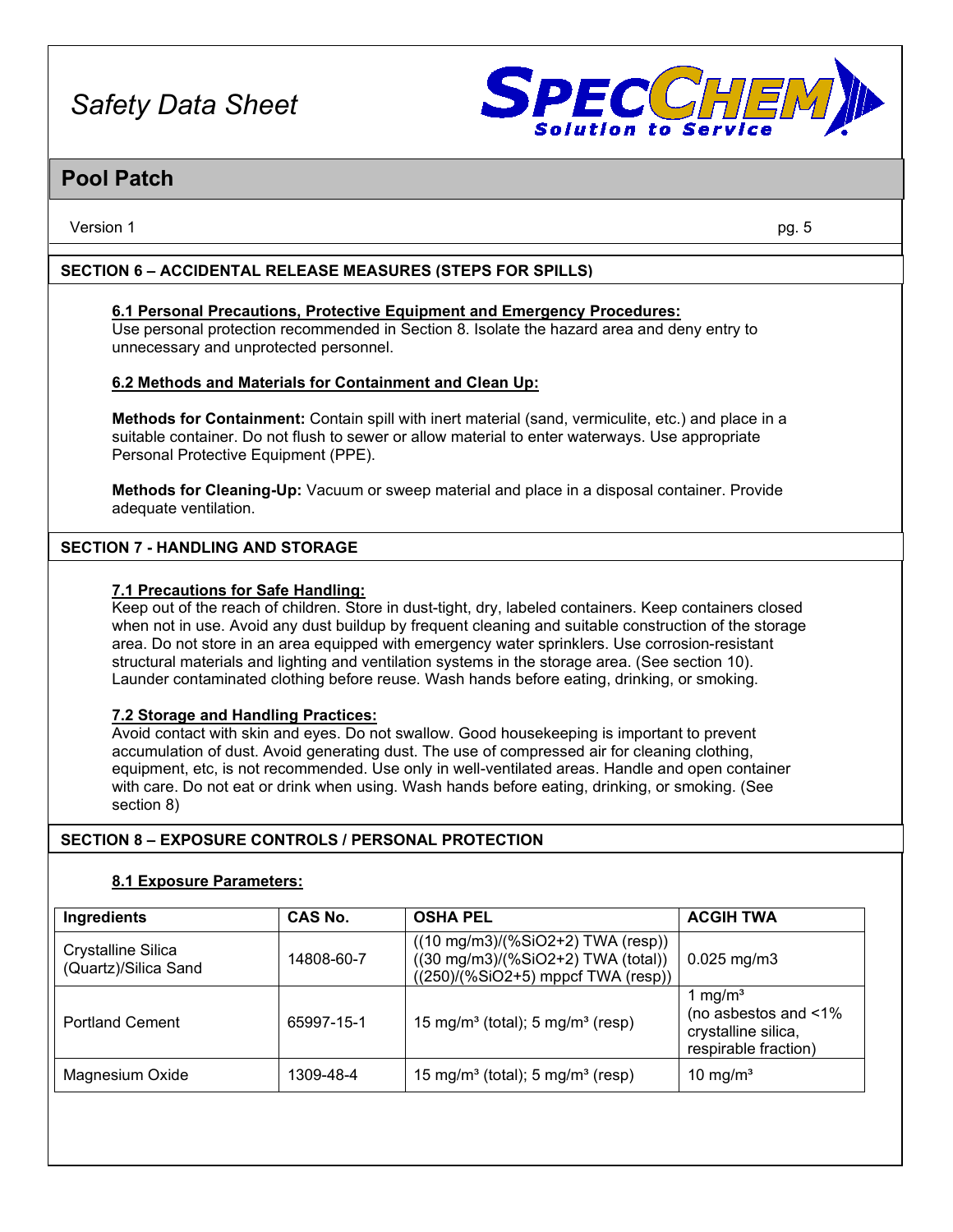## SECTION 6 – ACCIDENTAL RELEASE MEASURES (STEPS FOR SPILLS)

### 6.1 Personal Precautions, Protective Equipment and Emergency Procedures:

Use personal protection recommended in Section 8. Isolate the hazard area and deny entry to unnecessary and unprotected personnel.

### 6.2 Methods and Materials for Containment and Clean Up:

**Methods for Containment:** Contain spill with inert material (sand, vermiculite, etc.) and place in a suitable container. Do not flush to sewer or allow material to enter waterways. Use appropriate Personal Protective Equipment (PPE).

**Methods for Cleaning-Up:** Vacuum or sweep material and place in a disposal container. Provide adequate ventilation.

## SECTION 7 - HANDLING AND STORAGE

### 7.1 Precautions for Safe Handling:

Keep out of the reach of children. Store in dust-tight, dry, labeled containers. Keep containers closed when not in use. Avoid any dust buildup by frequent cleaning and suitable construction of the storage area. Do not store in an area equipped with emergency water sprinklers. Use corrosion-resistant structural materials and lighting and ventilation systems in the storage area. (See section 10). Launder contaminated clothing before reuse. Wash hands before eating, drinking, or smoking.

### 7.2 Storage and Handling Practices:

Avoid contact with skin and eyes. Do not swallow. Good housekeeping is important to prevent accumulation of dust. Avoid generating dust. The use of compressed air for cleaning clothing, equipment, etc, is not recommended. Use only in well-ventilated areas. Handle and open container with care. Do not eat or drink when using. Wash hands before eating, drinking, or smoking. (See section 8)

## SECTION 8 – EXPOSURE CONTROLS / PERSONAL PROTECTION

### 8.1 Exposure Parameters:

| Ingredients | CAS No. | OSHA PEL | ACGIH TWA |
|---|---|---|---|
| Crystalline Silica (Quartz)/Silica Sand | 14808-60-7 | ((10 mg/m3)/(%SiO2+2) TWA (resp)) ((30 mg/m3)/(%SiO2+2) TWA (total)) ((250)/(%SiO2+5) mppcf TWA (resp)) | 0.025 mg/m3 |
| Portland Cement | 65997-15-1 | 15 mg/m³ (total); 5 mg/m³ (resp) | 1 mg/m³ (no asbestos and <1% crystalline silica, respirable fraction) |
| Magnesium Oxide | 1309-48-4 | 15 mg/m³ (total); 5 mg/m³ (resp) | 10 mg/m³ |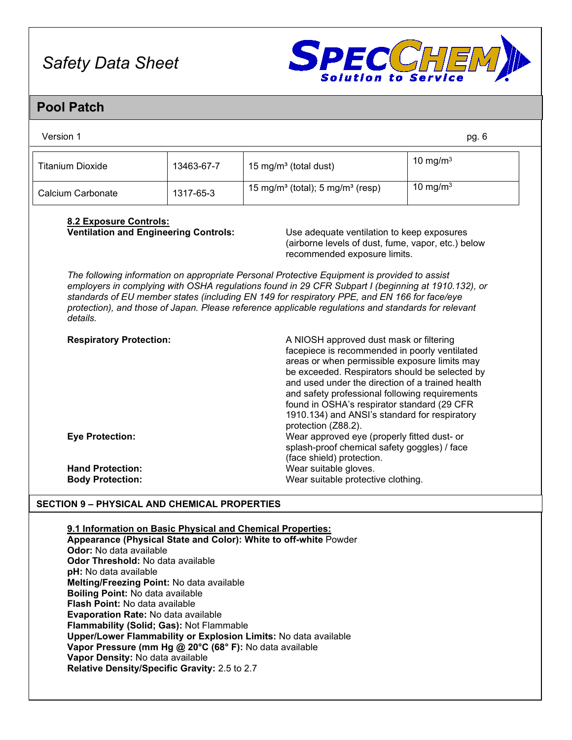| Titanium Dioxide | 13463-67-7 | 15 mg/m³ (total dust) | 10 mg/m³ |
|---|---|---|---|
| Calcium Carbonate | 1317-65-3 | 15 mg/m³ (total); 5 mg/m³ (resp) | 10 mg/m³ |

**8.2 Exposure Controls:**

**Ventilation and Engineering Controls:** Use adequate ventilation to keep exposures (airborne levels of dust, fume, vapor, etc.) below recommended exposure limits.

*The following information on appropriate Personal Protective Equipment is provided to assist employers in complying with OSHA regulations found in 29 CFR Subpart I (beginning at 1910.132), or standards of EU member states (including EN 149 for respiratory PPE, and EN 166 for face/eye protection), and those of Japan. Please reference applicable regulations and standards for relevant details.*

**Respiratory Protection:** A NIOSH approved dust mask or filtering facepiece is recommended in poorly ventilated areas or when permissible exposure limits may be exceeded. Respirators should be selected by and used under the direction of a trained health and safety professional following requirements found in OSHA's respirator standard (29 CFR 1910.134) and ANSI's standard for respiratory protection (Z88.2).

**Eye Protection:** Wear approved eye (properly fitted dust- or splash-proof chemical safety goggles) / face (face shield) protection.

**Hand Protection:** Wear suitable gloves.

**Body Protection:** Wear suitable protective clothing.

## SECTION 9 – PHYSICAL AND CHEMICAL PROPERTIES

**9.1 Information on Basic Physical and Chemical Properties:**

**Appearance (Physical State and Color): White to off-white** Powder
**Odor:** No data available
**Odor Threshold:** No data available
**pH:** No data available
**Melting/Freezing Point:** No data available
**Boiling Point:** No data available
**Flash Point:** No data available
**Evaporation Rate:** No data available
**Flammability (Solid; Gas):** Not Flammable
**Upper/Lower Flammability or Explosion Limits:** No data available
**Vapor Pressure (mm Hg @ 20°C (68° F):** No data available
**Vapor Density:** No data available
**Relative Density/Specific Gravity:** 2.5 to 2.7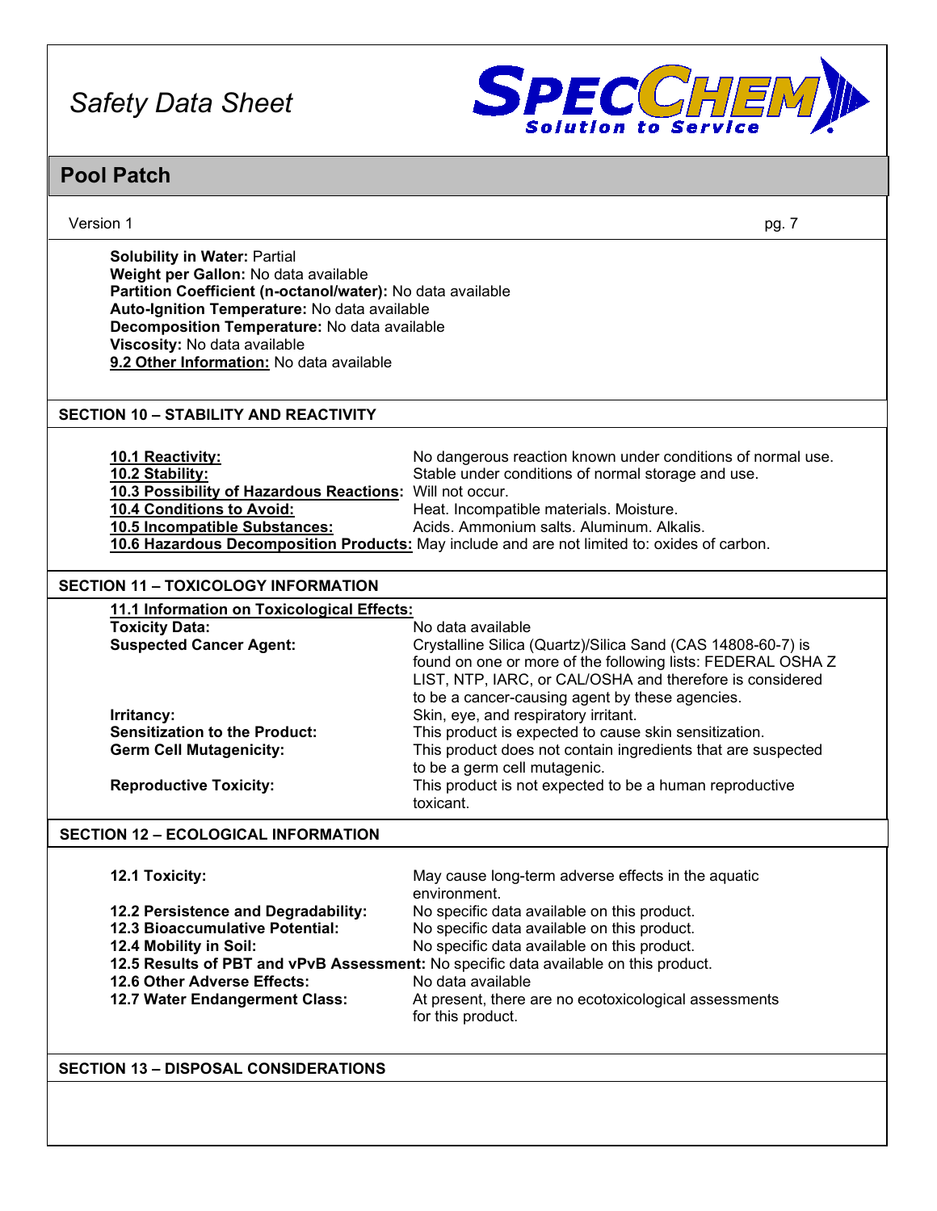**Solubility in Water:** Partial
**Weight per Gallon:** No data available
**Partition Coefficient (n-octanol/water):** No data available
**Auto-Ignition Temperature:** No data available
**Decomposition Temperature:** No data available
**Viscosity:** No data available
**9.2 Other Information:** No data available

## SECTION 10 – STABILITY AND REACTIVITY

**10.1 Reactivity:** No dangerous reaction known under conditions of normal use.
**10.2 Stability:** Stable under conditions of normal storage and use.
**10.3 Possibility of Hazardous Reactions:** Will not occur.
**10.4 Conditions to Avoid:** Heat. Incompatible materials. Moisture.
**10.5 Incompatible Substances:** Acids. Ammonium salts. Aluminum. Alkalis.
**10.6 Hazardous Decomposition Products:** May include and are not limited to: oxides of carbon.

## SECTION 11 – TOXICOLOGY INFORMATION

**11.1 Information on Toxicological Effects:**
**Toxicity Data:** No data available
**Suspected Cancer Agent:** Crystalline Silica (Quartz)/Silica Sand (CAS 14808-60-7) is found on one or more of the following lists: FEDERAL OSHA Z LIST, NTP, IARC, or CAL/OSHA and therefore is considered to be a cancer-causing agent by these agencies.
**Irritancy:** Skin, eye, and respiratory irritant.
**Sensitization to the Product:** This product is expected to cause skin sensitization.
**Germ Cell Mutagenicity:** This product does not contain ingredients that are suspected to be a germ cell mutagenic.
**Reproductive Toxicity:** This product is not expected to be a human reproductive toxicant.

## SECTION 12 – ECOLOGICAL INFORMATION

**12.1 Toxicity:** May cause long-term adverse effects in the aquatic environment.
**12.2 Persistence and Degradability:** No specific data available on this product.
**12.3 Bioaccumulative Potential:** No specific data available on this product.
**12.4 Mobility in Soil:** No specific data available on this product.
**12.5 Results of PBT and vPvB Assessment:** No specific data available on this product.
**12.6 Other Adverse Effects:** No data available
**12.7 Water Endangerment Class:** At present, there are no ecotoxicological assessments for this product.

## SECTION 13 – DISPOSAL CONSIDERATIONS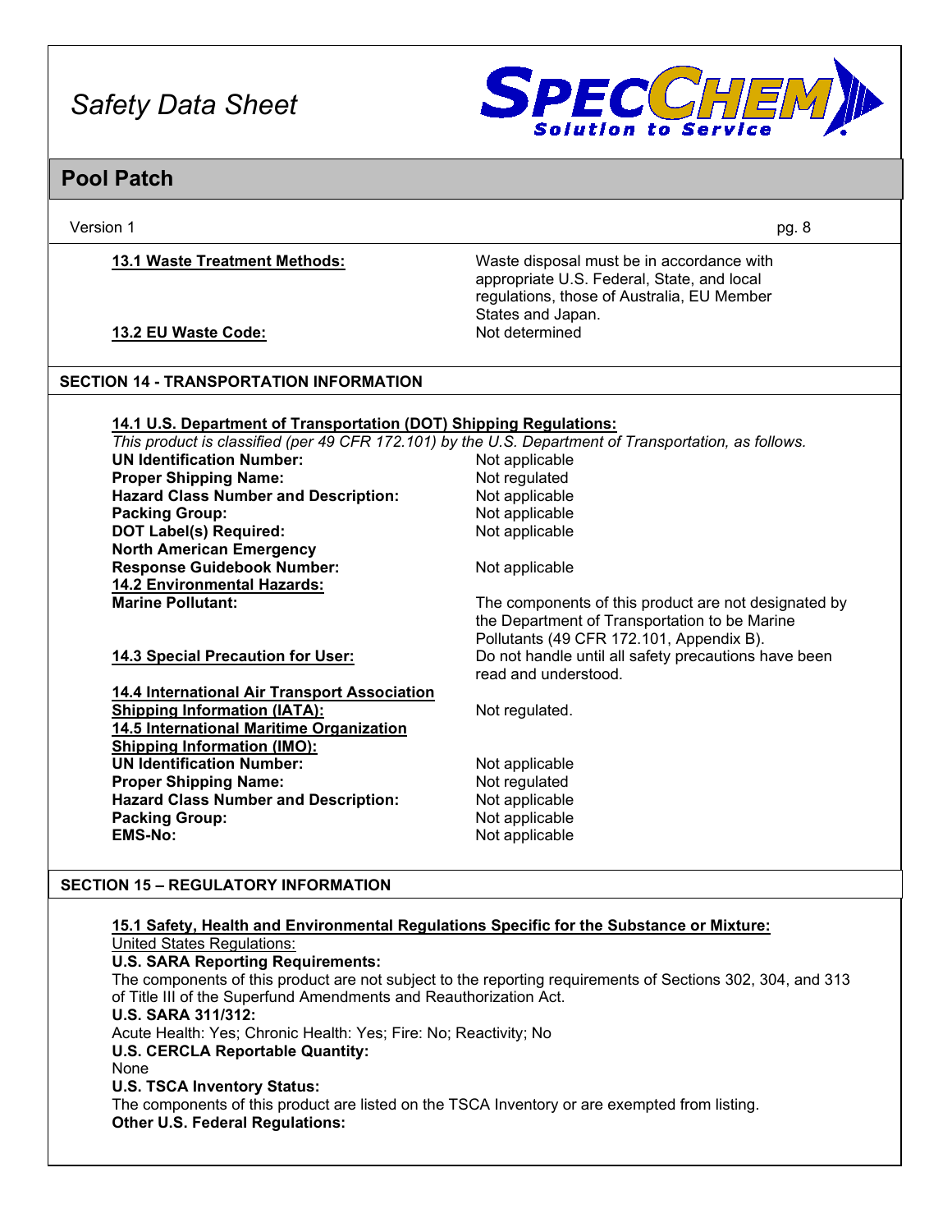**13.1 Waste Treatment Methods:** Waste disposal must be in accordance with appropriate U.S. Federal, State, and local regulations, those of Australia, EU Member States and Japan.

**13.2 EU Waste Code:** Not determined

## SECTION 14 - TRANSPORTATION INFORMATION

**14.1 U.S. Department of Transportation (DOT) Shipping Regulations:**

*This product is classified (per 49 CFR 172.101) by the U.S. Department of Transportation, as follows.*

| | |
|---|---|
| **UN Identification Number:** | Not applicable |
| **Proper Shipping Name:** | Not regulated |
| **Hazard Class Number and Description:** | Not applicable |
| **Packing Group:** | Not applicable |
| **DOT Label(s) Required:** | Not applicable |
| **North American Emergency Response Guidebook Number:** | Not applicable |

**14.2 Environmental Hazards:**

**Marine Pollutant:** The components of this product are not designated by the Department of Transportation to be Marine Pollutants (49 CFR 172.101, Appendix B).

**14.3 Special Precaution for User:** Do not handle until all safety precautions have been read and understood.

**14.4 International Air Transport Association Shipping Information (IATA):** Not regulated.

**14.5 International Maritime Organization Shipping Information (IMO):**

| | |
|---|---|
| **UN Identification Number:** | Not applicable |
| **Proper Shipping Name:** | Not regulated |
| **Hazard Class Number and Description:** | Not applicable |
| **Packing Group:** | Not applicable |
| **EMS-No:** | Not applicable |

## SECTION 15 – REGULATORY INFORMATION

**15.1 Safety, Health and Environmental Regulations Specific for the Substance or Mixture:**

United States Regulations:

**U.S. SARA Reporting Requirements:**

The components of this product are not subject to the reporting requirements of Sections 302, 304, and 313 of Title III of the Superfund Amendments and Reauthorization Act.

**U.S. SARA 311/312:**

Acute Health: Yes; Chronic Health: Yes; Fire: No; Reactivity; No

**U.S. CERCLA Reportable Quantity:**

None

**U.S. TSCA Inventory Status:**

The components of this product are listed on the TSCA Inventory or are exempted from listing.

**Other U.S. Federal Regulations:**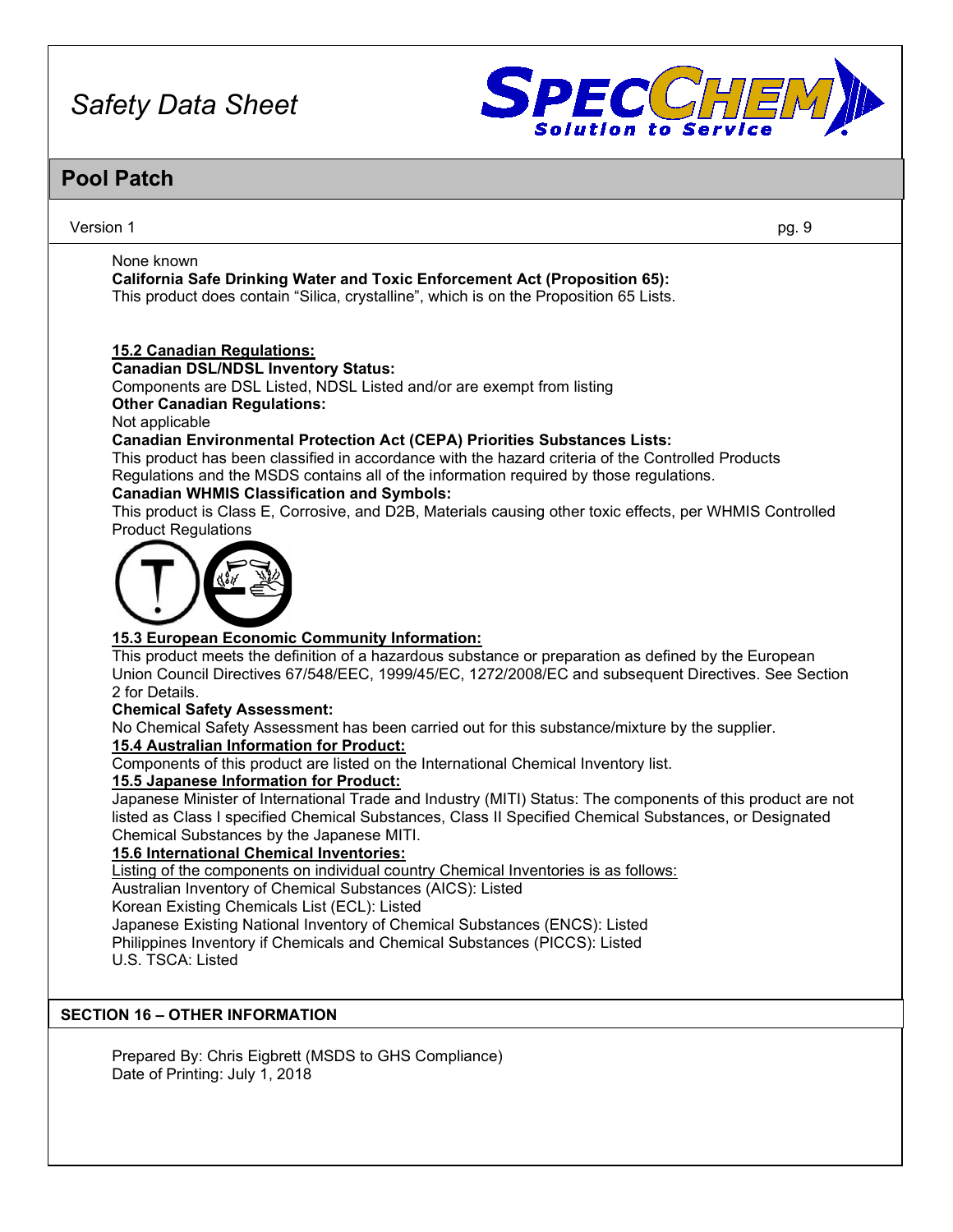None known

**California Safe Drinking Water and Toxic Enforcement Act (Proposition 65):**
This product does contain “Silica, crystalline”, which is on the Proposition 65 Lists.

**15.2 Canadian Regulations:**

**Canadian DSL/NDSL Inventory Status:**
Components are DSL Listed, NDSL Listed and/or are exempt from listing

**Other Canadian Regulations:**
Not applicable

**Canadian Environmental Protection Act (CEPA) Priorities Substances Lists:**
This product has been classified in accordance with the hazard criteria of the Controlled Products Regulations and the MSDS contains all of the information required by those regulations.

**Canadian WHMIS Classification and Symbols:**
This product is Class E, Corrosive, and D2B, Materials causing other toxic effects, per WHMIS Controlled Product Regulations

**15.3 European Economic Community Information:**
This product meets the definition of a hazardous substance or preparation as defined by the European Union Council Directives 67/548/EEC, 1999/45/EC, 1272/2008/EC and subsequent Directives. See Section 2 for Details.

**Chemical Safety Assessment:**
No Chemical Safety Assessment has been carried out for this substance/mixture by the supplier.

**15.4 Australian Information for Product:**
Components of this product are listed on the International Chemical Inventory list.

**15.5 Japanese Information for Product:**
Japanese Minister of International Trade and Industry (MITI) Status: The components of this product are not listed as Class I specified Chemical Substances, Class II Specified Chemical Substances, or Designated Chemical Substances by the Japanese MITI.

**15.6 International Chemical Inventories:**
Listing of the components on individual country Chemical Inventories is as follows:
Australian Inventory of Chemical Substances (AICS): Listed
Korean Existing Chemicals List (ECL): Listed
Japanese Existing National Inventory of Chemical Substances (ENCS): Listed
Philippines Inventory if Chemicals and Chemical Substances (PICCS): Listed
U.S. TSCA: Listed

## SECTION 16 – OTHER INFORMATION

Prepared By: Chris Eigbrett (MSDS to GHS Compliance)
Date of Printing: July 1, 2018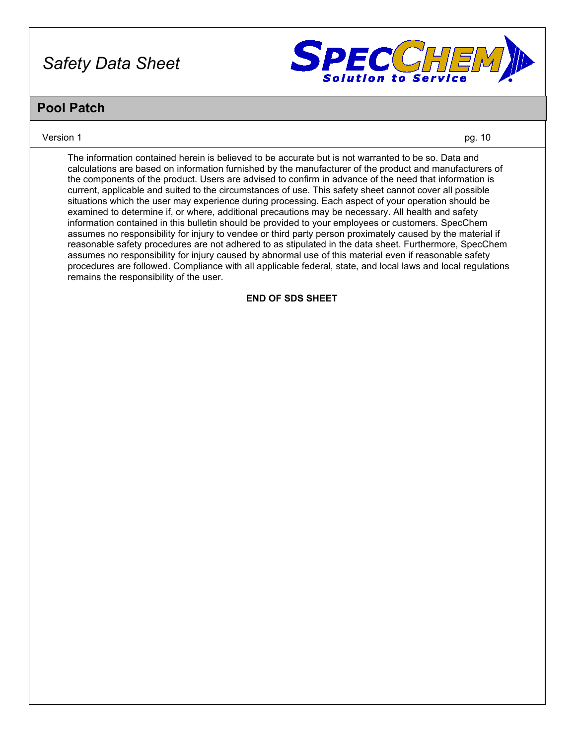The information contained herein is believed to be accurate but is not warranted to be so. Data and calculations are based on information furnished by the manufacturer of the product and manufacturers of the components of the product. Users are advised to confirm in advance of the need that information is current, applicable and suited to the circumstances of use. This safety sheet cannot cover all possible situations which the user may experience during processing. Each aspect of your operation should be examined to determine if, or where, additional precautions may be necessary. All health and safety information contained in this bulletin should be provided to your employees or customers. SpecChem assumes no responsibility for injury to vendee or third party person proximately caused by the material if reasonable safety procedures are not adhered to as stipulated in the data sheet. Furthermore, SpecChem assumes no responsibility for injury caused by abnormal use of this material even if reasonable safety procedures are followed. Compliance with all applicable federal, state, and local laws and local regulations remains the responsibility of the user.

**END OF SDS SHEET**